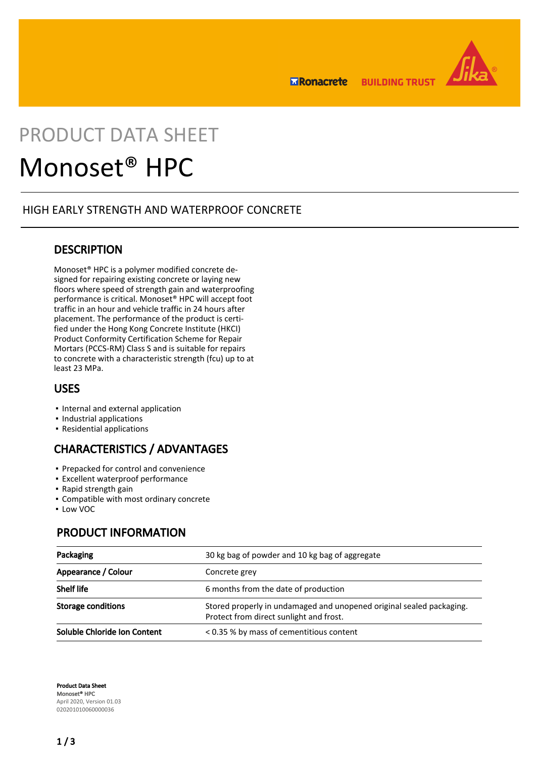PRODUCT DATA SHEET

# Monoset® HPC

HIGH EARLY STRENGTH AND WATERPROOF CONCRETE

## DESCRIPTION

Monoset® HPC is a polymer modified concrete designed for repairing existing concrete or laying new floors where speed of strength gain and waterproofing performance is critical. Monoset® HPC will accept foot traffic in an hour and vehicle traffic in 24 hours after placement. The performance of the product is certified under the Hong Kong Concrete Institute (HKCI) Product Conformity Certification Scheme for Repair Mortars (PCCS-RM) Class S and is suitable for repairs to concrete with a characteristic strength (fcu) up to at least 23 MPa.

## USES

- Internal and external application
- Industrial applications
- Residential applications

## CHARACTERISTICS / ADVANTAGES

- Prepacked for control and convenience
- Excellent waterproof performance
- Rapid strength gain
- Compatible with most ordinary concrete
- Low VOC

## PRODUCT INFORMATION

| | |
|---|---|
| **Packaging** | 30 kg bag of powder and 10 kg bag of aggregate |
| **Appearance / Colour** | Concrete grey |
| **Shelf life** | 6 months from the date of production |
| **Storage conditions** | Stored properly in undamaged and unopened original sealed packaging. Protect from direct sunlight and frost. |
| **Soluble Chloride Ion Content** | < 0.35 % by mass of cementitious content |

**Product Data Sheet**
**Monoset® HPC**
April 2020, Version 01.03
020201010060000036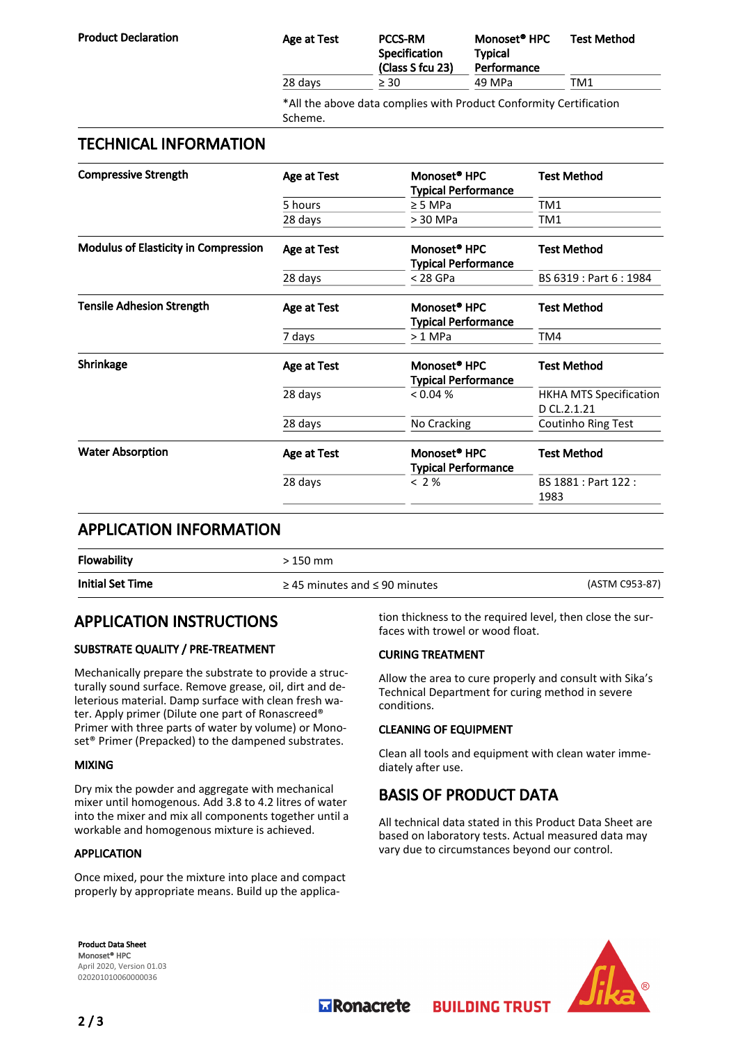**Product Declaration**

| Age at Test | PCCS-RM Specification (Class S fcu 23) | Monoset® HPC Typical Performance | Test Method |
|---|---|---|---|
| 28 days | ≥ 30 | 49 MPa | TM1 |

*All the above data complies with Product Conformity Certification Scheme.

## TECHNICAL INFORMATION

**Compressive Strength**

| Age at Test | Monoset® HPC Typical Performance | Test Method |
|---|---|---|
| 5 hours | ≥ 5 MPa | TM1 |
| 28 days | > 30 MPa | TM1 |

**Modulus of Elasticity in Compression**

| Age at Test | Monoset® HPC Typical Performance | Test Method |
|---|---|---|
| 28 days | < 28 GPa | BS 6319 : Part 6 : 1984 |

**Tensile Adhesion Strength**

| Age at Test | Monoset® HPC Typical Performance | Test Method |
|---|---|---|
| 7 days | > 1 MPa | TM4 |

**Shrinkage**

| Age at Test | Monoset® HPC Typical Performance | Test Method |
|---|---|---|
| 28 days | < 0.04 % | HKHA MTS Specification D CL.2.1.21 |
| 28 days | No Cracking | Coutinho Ring Test |

**Water Absorption**

| Age at Test | Monoset® HPC Typical Performance | Test Method |
|---|---|---|
| 28 days | < 2 % | BS 1881 : Part 122 : 1983 |

## APPLICATION INFORMATION

| | | |
|---|---|---|
| **Flowability** | > 150 mm | |
| **Initial Set Time** | ≥ 45 minutes and ≤ 90 minutes | (ASTM C953-87) |

## APPLICATION INSTRUCTIONS

### SUBSTRATE QUALITY / PRE-TREATMENT

Mechanically prepare the substrate to provide a structurally sound surface. Remove grease, oil, dirt and deleterious material. Damp surface with clean fresh water. Apply primer (Dilute one part of Ronascreed® Primer with three parts of water by volume) or Monoset® Primer (Prepacked) to the dampened substrates.

### MIXING

Dry mix the powder and aggregate with mechanical mixer until homogenous. Add 3.8 to 4.2 litres of water into the mixer and mix all components together until a workable and homogenous mixture is achieved.

### APPLICATION

Once mixed, pour the mixture into place and compact properly by appropriate means. Build up the application thickness to the required level, then close the surfaces with trowel or wood float.

### CURING TREATMENT

Allow the area to cure properly and consult with Sika's Technical Department for curing method in severe conditions.

### CLEANING OF EQUIPMENT

Clean all tools and equipment with clean water immediately after use.

## BASIS OF PRODUCT DATA

All technical data stated in this Product Data Sheet are based on laboratory tests. Actual measured data may vary due to circumstances beyond our control.

**Product Data Sheet**
Monoset® HPC
April 2020, Version 01.03
020201010060000036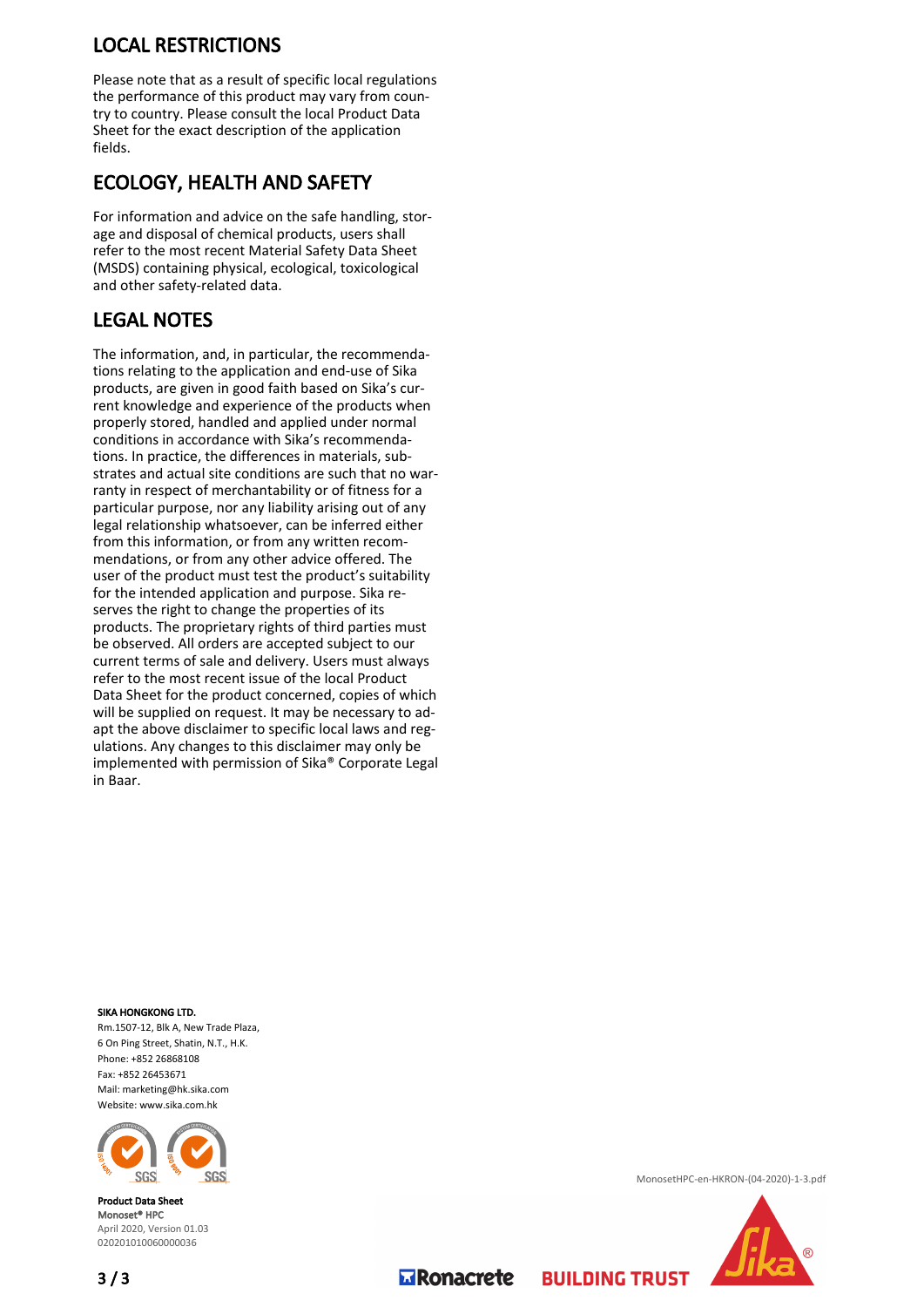## LOCAL RESTRICTIONS

Please note that as a result of specific local regulations the performance of this product may vary from country to country. Please consult the local Product Data Sheet for the exact description of the application fields.

## ECOLOGY, HEALTH AND SAFETY

For information and advice on the safe handling, storage and disposal of chemical products, users shall refer to the most recent Material Safety Data Sheet (MSDS) containing physical, ecological, toxicological and other safety-related data.

## LEGAL NOTES

The information, and, in particular, the recommendations relating to the application and end-use of Sika products, are given in good faith based on Sika's current knowledge and experience of the products when properly stored, handled and applied under normal conditions in accordance with Sika's recommendations. In practice, the differences in materials, substrates and actual site conditions are such that no warranty in respect of merchantability or of fitness for a particular purpose, nor any liability arising out of any legal relationship whatsoever, can be inferred either from this information, or from any written recommendations, or from any other advice offered. The user of the product must test the product's suitability for the intended application and purpose. Sika reserves the right to change the properties of its products. The proprietary rights of third parties must be observed. All orders are accepted subject to our current terms of sale and delivery. Users must always refer to the most recent issue of the local Product Data Sheet for the product concerned, copies of which will be supplied on request. It may be necessary to adapt the above disclaimer to specific local laws and regulations. Any changes to this disclaimer may only be implemented with permission of Sika® Corporate Legal in Baar.

**SIKA HONGKONG LTD.**
Rm.1507-12, Blk A, New Trade Plaza,
6 On Ping Street, Shatin, N.T., H.K.
Phone: +852 26868108
Fax: +852 26453671
Mail: marketing@hk.sika.com
Website: www.sika.com.hk

**Product Data Sheet**
Monoset® HPC
April 2020, Version 01.03
020201010060000036

MonosetHPC-en-HKRON-(04-2020)-1-3.pdf

Ronacrete BUILDING TRUST